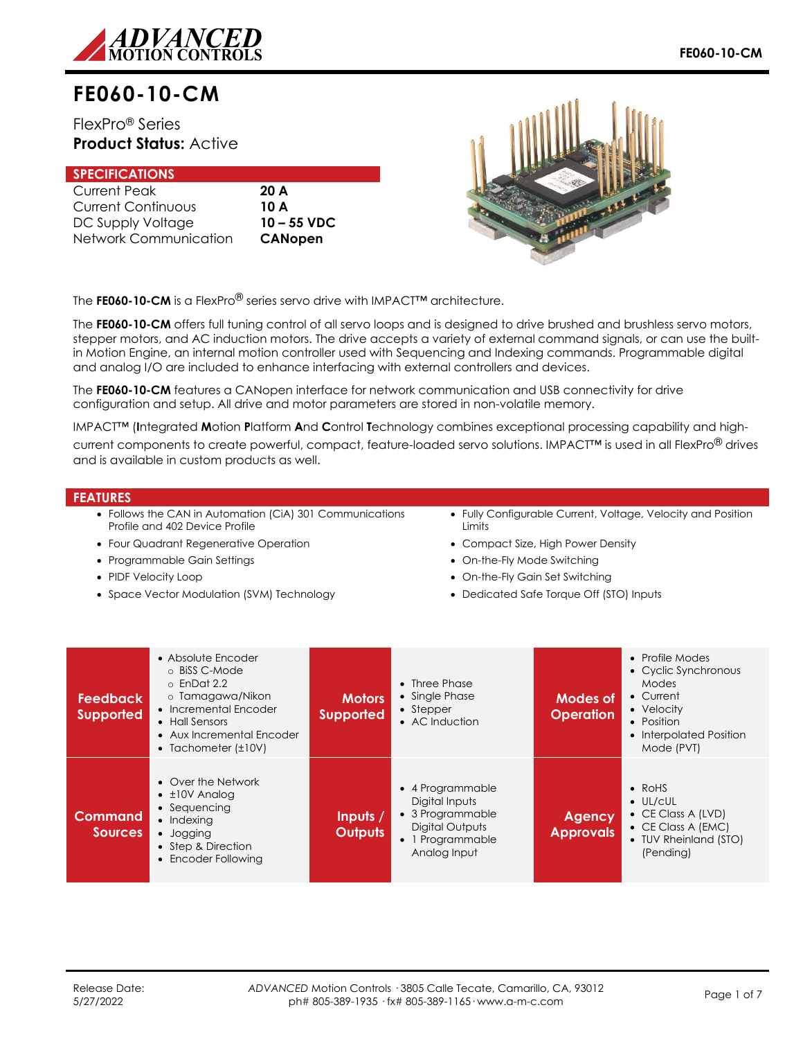# FE060-10-CM

FlexPro® Series
**Product Status:** Active

## SPECIFICATIONS

| | |
|---|---|
| Current Peak | **20 A** |
| Current Continuous | **10 A** |
| DC Supply Voltage | **10 – 55 VDC** |
| Network Communication | **CANopen** |

The **FE060-10-CM** is a FlexPro® series servo drive with IMPACT™ architecture.

The **FE060-10-CM** offers full tuning control of all servo loops and is designed to drive brushed and brushless servo motors, stepper motors, and AC induction motors. The drive accepts a variety of external command signals, or can use the built-in Motion Engine, an internal motion controller used with Sequencing and Indexing commands. Programmable digital and analog I/O are included to enhance interfacing with external controllers and devices.

The **FE060-10-CM** features a CANopen interface for network communication and USB connectivity for drive configuration and setup. All drive and motor parameters are stored in non-volatile memory.

IMPACT™ (**I**ntegrated **M**otion **P**latform **A**nd **C**ontrol **T**echnology combines exceptional processing capability and high-current components to create powerful, compact, feature-loaded servo solutions. IMPACT™ is used in all FlexPro® drives and is available in custom products as well.

## FEATURES

- Follows the CAN in Automation (CiA) 301 Communications Profile and 402 Device Profile
- Four Quadrant Regenerative Operation
- Programmable Gain Settings
- PIDF Velocity Loop
- Space Vector Modulation (SVM) Technology
- Fully Configurable Current, Voltage, Velocity and Position Limits
- Compact Size, High Power Density
- On-the-Fly Mode Switching
- On-the-Fly Gain Set Switching
- Dedicated Safe Torque Off (STO) Inputs

| | | | | | |
|---|---|---|---|---|---|
| **Feedback Supported** | • Absolute Encoder<br>  ○ BiSS C-Mode<br>  ○ EnDat 2.2<br>  ○ Tamagawa/Nikon<br>• Incremental Encoder<br>• Hall Sensors<br>• Aux Incremental Encoder<br>• Tachometer (±10V) | **Motors Supported** | • Three Phase<br>• Single Phase<br>• Stepper<br>• AC Induction | **Modes of Operation** | • Profile Modes<br>• Cyclic Synchronous Modes<br>• Current<br>• Velocity<br>• Position<br>• Interpolated Position Mode (PVT) |
| **Command Sources** | • Over the Network<br>• ±10V Analog<br>• Sequencing<br>• Indexing<br>• Jogging<br>• Step & Direction<br>• Encoder Following | **Inputs / Outputs** | • 4 Programmable Digital Inputs<br>• 3 Programmable Digital Outputs<br>• 1 Programmable Analog Input | **Agency Approvals** | • RoHS<br>• UL/cUL<br>• CE Class A (LVD)<br>• CE Class A (EMC)<br>• TUV Rheinland (STO) (Pending) |

Release Date:
5/27/2022

*ADVANCED* Motion Controls · 3805 Calle Tecate, Camarillo, CA, 93012
ph# 805-389-1935 · fx# 805-389-1165 · www.a-m-c.com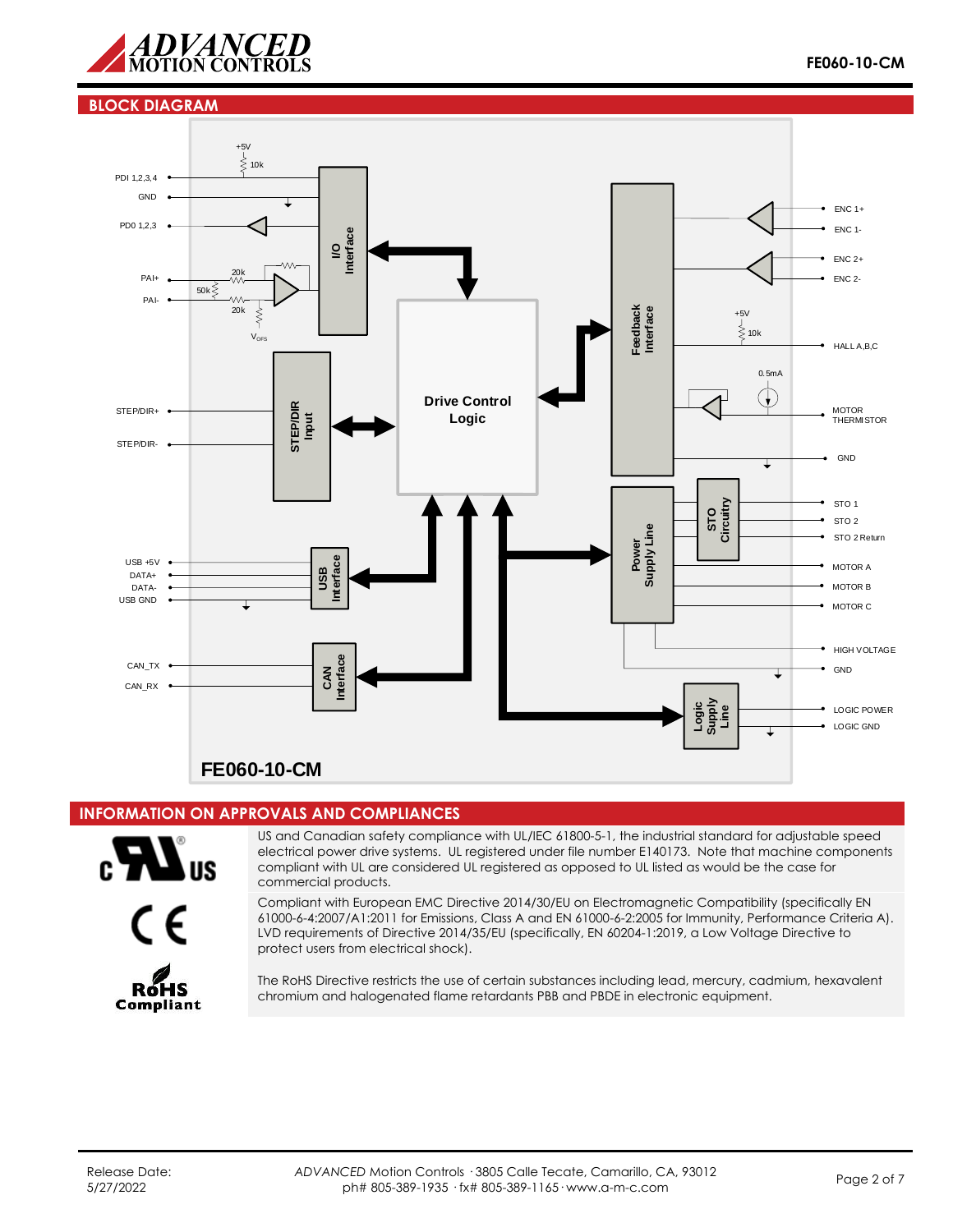## BLOCK DIAGRAM

+5V
10k
PDI 1,2,3,4
GND
PD0 1,2,3
PAI+
PAI-
20k
50k
20k
$V_{OFS}$
I/O Interface
STEP/DIR+
STEP/DIR-
STEP/DIR Input
Drive Control Logic
USB +5V
DATA+
DATA-
USB GND
USB Interface
CAN_TX
CAN_RX
CAN Interface
Feedback Interface
ENC 1+
ENC 1-
ENC 2+
ENC 2-
+5V
10k
HALL A,B,C
0.5mA
MOTOR THERMISTOR
GND
STO Circuitry
STO 1
STO 2
STO 2 Return
Power Supply Line
MOTOR A
MOTOR B
MOTOR C
HIGH VOLTAGE
GND
Logic Supply Line
LOGIC POWER
LOGIC GND

**FE060-10-CM**

## INFORMATION ON APPROVALS AND COMPLIANCES

US and Canadian safety compliance with UL/IEC 61800-5-1, the industrial standard for adjustable speed electrical power drive systems. UL registered under file number E140173. Note that machine components compliant with UL are considered UL registered as opposed to UL listed as would be the case for commercial products.

Compliant with European EMC Directive 2014/30/EU on Electromagnetic Compatibility (specifically EN 61000-6-4:2007/A1:2011 for Emissions, Class A and EN 61000-6-2:2005 for Immunity, Performance Criteria A). LVD requirements of Directive 2014/35/EU (specifically, EN 60204-1:2019, a Low Voltage Directive to protect users from electrical shock).

The RoHS Directive restricts the use of certain substances including lead, mercury, cadmium, hexavalent chromium and halogenated flame retardants PBB and PBDE in electronic equipment.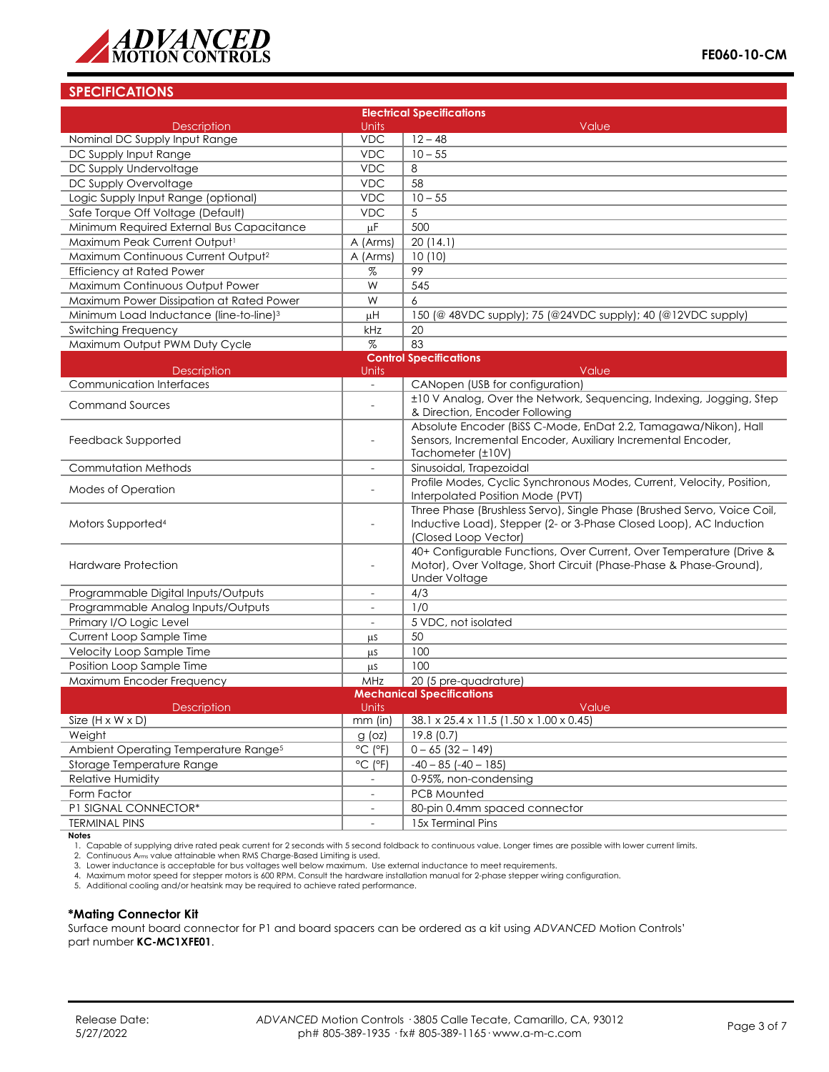## SPECIFICATIONS

| Electrical Specifications | | |
|---|---|---|
| Description | Units | Value |
| Nominal DC Supply Input Range | VDC | 12 – 48 |
| DC Supply Input Range | VDC | 10 – 55 |
| DC Supply Undervoltage | VDC | 8 |
| DC Supply Overvoltage | VDC | 58 |
| Logic Supply Input Range (optional) | VDC | 10 – 55 |
| Safe Torque Off Voltage (Default) | VDC | 5 |
| Minimum Required External Bus Capacitance | μF | 500 |
| Maximum Peak Current Output[1] | A (Arms) | 20 (14.1) |
| Maximum Continuous Current Output[2] | A (Arms) | 10 (10) |
| Efficiency at Rated Power | % | 99 |
| Maximum Continuous Output Power | W | 545 |
| Maximum Power Dissipation at Rated Power | W | 6 |
| Minimum Load Inductance (line-to-line)[3] | μH | 150 (@ 48VDC supply); 75 (@24VDC supply); 40 (@12VDC supply) |
| Switching Frequency | kHz | 20 |
| Maximum Output PWM Duty Cycle | % | 83 |

| Control Specifications | | |
|---|---|---|
| Description | Units | Value |
| Communication Interfaces | - | CANopen (USB for configuration) |
| Command Sources | - | ±10 V Analog, Over the Network, Sequencing, Indexing, Jogging, Step & Direction, Encoder Following |
| Feedback Supported | - | Absolute Encoder (BiSS C-Mode, EnDat 2.2, Tamagawa/Nikon), Hall Sensors, Incremental Encoder, Auxiliary Incremental Encoder, Tachometer (±10V) |
| Commutation Methods | - | Sinusoidal, Trapezoidal |
| Modes of Operation | - | Profile Modes, Cyclic Synchronous Modes, Current, Velocity, Position, Interpolated Position Mode (PVT) |
| Motors Supported[4] | - | Three Phase (Brushless Servo), Single Phase (Brushed Servo, Voice Coil, Inductive Load), Stepper (2- or 3-Phase Closed Loop), AC Induction (Closed Loop Vector) |
| Hardware Protection | - | 40+ Configurable Functions, Over Current, Over Temperature (Drive & Motor), Over Voltage, Short Circuit (Phase-Phase & Phase-Ground), Under Voltage |
| Programmable Digital Inputs/Outputs | - | 4/3 |
| Programmable Analog Inputs/Outputs | - | 1/0 |
| Primary I/O Logic Level | - | 5 VDC, not isolated |
| Current Loop Sample Time | μs | 50 |
| Velocity Loop Sample Time | μs | 100 |
| Position Loop Sample Time | μs | 100 |
| Maximum Encoder Frequency | MHz | 20 (5 pre-quadrature) |

| Mechanical Specifications | | |
|---|---|---|
| Description | Units | Value |
| Size (H x W x D) | mm (in) | 38.1 x 25.4 x 11.5 (1.50 x 1.00 x 0.45) |
| Weight | g (oz) | 19.8 (0.7) |
| Ambient Operating Temperature Range[5] | °C (°F) | 0 – 65 (32 – 149) |
| Storage Temperature Range | °C (°F) | -40 – 85 (-40 – 185) |
| Relative Humidity | - | 0-95%, non-condensing |
| Form Factor | - | PCB Mounted |
| P1 SIGNAL CONNECTOR* | - | 80-pin 0.4mm spaced connector |
| TERMINAL PINS | - | 15x Terminal Pins |

**Notes**

1. Capable of supplying drive rated peak current for 2 seconds with 5 second foldback to continuous value. Longer times are possible with lower current limits.
2. Continuous $A_{rms}$ value attainable when RMS Charge-Based Limiting is used.
3. Lower inductance is acceptable for bus voltages well below maximum. Use external inductance to meet requirements.
4. Maximum motor speed for stepper motors is 600 RPM. Consult the hardware installation manual for 2-phase stepper wiring configuration.
5. Additional cooling and/or heatsink may be required to achieve rated performance.

### *Mating Connector Kit

Surface mount board connector for P1 and board spacers can be ordered as a kit using *ADVANCED* Motion Controls' part number **KC-MC1XFE01**.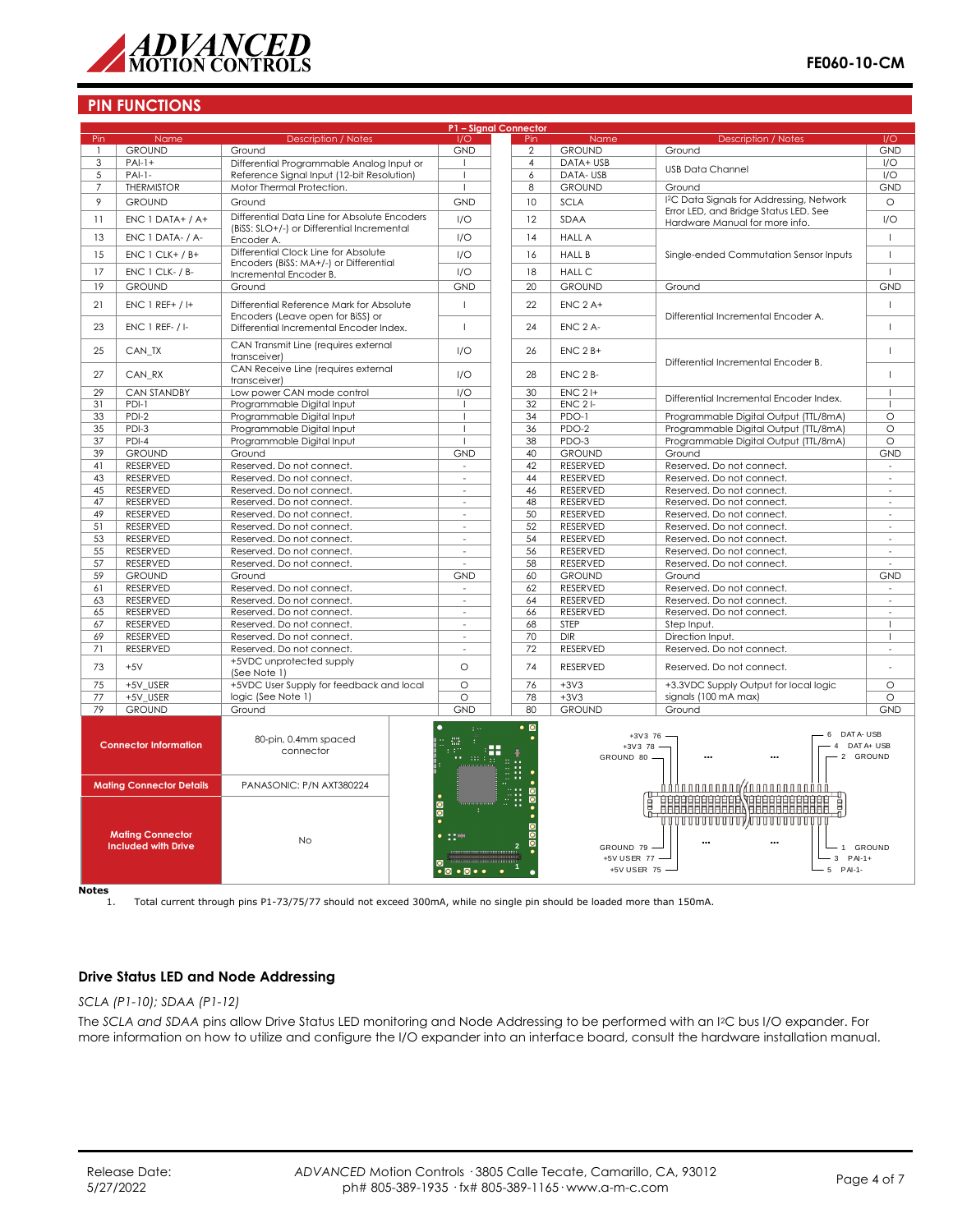## PIN FUNCTIONS

| P1 – Signal Connector | | | | | | | |
|---|---|---|---|---|---|---|---|
| Pin | Name | Description / Notes | I/O | Pin | Name | Description / Notes | I/O |
| 1 | GROUND | Ground | GND | 2 | GROUND | Ground | GND |
| 3 | PAI-1+ | Differential Programmable Analog Input or Reference Signal Input (12-bit Resolution) | I | 4 | DATA+ USB | USB Data Channel | I/O |
| 5 | PAI-1- | | I | 6 | DATA- USB | | I/O |
| 7 | THERMISTOR | Motor Thermal Protection. | I | 8 | GROUND | Ground | GND |
| 9 | GROUND | Ground | GND | 10 | SCLA | I²C Data Signals for Addressing, Network Error LED, and Bridge Status LED. See Hardware Manual for more info. | O |
| 11 | ENC 1 DATA+ / A+ | Differential Data Line for Absolute Encoders (BiSS: SLO+/-) or Differential Incremental Encoder A. | I/O | 12 | SDAA | | I/O |
| 13 | ENC 1 DATA- / A- | | I/O | 14 | HALL A | Single-ended Commutation Sensor Inputs | I |
| 15 | ENC 1 CLK+ / B+ | Differential Clock Line for Absolute Encoders (BiSS: MA+/-) or Differential Incremental Encoder B. | I/O | 16 | HALL B | | I |
| 17 | ENC 1 CLK- / B- | | I/O | 18 | HALL C | | I |
| 19 | GROUND | Ground | GND | 20 | GROUND | Ground | GND |
| 21 | ENC 1 REF+ / I+ | Differential Reference Mark for Absolute Encoders (Leave open for BiSS) or Differential Incremental Encoder Index. | I | 22 | ENC 2 A+ | Differential Incremental Encoder A. | I |
| 23 | ENC 1 REF- / I- | | I | 24 | ENC 2 A- | | I |
| 25 | CAN_TX | CAN Transmit Line (requires external transceiver) | I/O | 26 | ENC 2 B+ | Differential Incremental Encoder B. | I |
| 27 | CAN_RX | CAN Receive Line (requires external transceiver) | I/O | 28 | ENC 2 B- | | I |
| 29 | CAN STANDBY | Low power CAN mode control | I/O | 30 | ENC 2 I+ | Differential Incremental Encoder Index. | I |
| 31 | PDI-1 | Programmable Digital Input | I | 32 | ENC 2 I- | | I |
| 33 | PDI-2 | Programmable Digital Input | I | 34 | PDO-1 | Programmable Digital Output (TTL/8mA) | O |
| 35 | PDI-3 | Programmable Digital Input | I | 36 | PDO-2 | Programmable Digital Output (TTL/8mA) | O |
| 37 | PDI-4 | Programmable Digital Input | I | 38 | PDO-3 | Programmable Digital Output (TTL/8mA) | O |
| 39 | GROUND | Ground | GND | 40 | GROUND | Ground | GND |
| 41 | RESERVED | Reserved. Do not connect. | - | 42 | RESERVED | Reserved. Do not connect. | - |
| 43 | RESERVED | Reserved. Do not connect. | - | 44 | RESERVED | Reserved. Do not connect. | - |
| 45 | RESERVED | Reserved. Do not connect. | - | 46 | RESERVED | Reserved. Do not connect. | - |
| 47 | RESERVED | Reserved. Do not connect. | - | 48 | RESERVED | Reserved. Do not connect. | - |
| 49 | RESERVED | Reserved. Do not connect. | - | 50 | RESERVED | Reserved. Do not connect. | - |
| 51 | RESERVED | Reserved. Do not connect. | - | 52 | RESERVED | Reserved. Do not connect. | - |
| 53 | RESERVED | Reserved. Do not connect. | - | 54 | RESERVED | Reserved. Do not connect. | - |
| 55 | RESERVED | Reserved. Do not connect. | - | 56 | RESERVED | Reserved. Do not connect. | - |
| 57 | RESERVED | Reserved. Do not connect. | - | 58 | RESERVED | Reserved. Do not connect. | - |
| 59 | GROUND | Ground | GND | 60 | GROUND | Ground | GND |
| 61 | RESERVED | Reserved. Do not connect. | - | 62 | RESERVED | Reserved. Do not connect. | - |
| 63 | RESERVED | Reserved. Do not connect. | - | 64 | RESERVED | Reserved. Do not connect. | - |
| 65 | RESERVED | Reserved. Do not connect. | - | 66 | RESERVED | Reserved. Do not connect. | - |
| 67 | RESERVED | Reserved. Do not connect. | - | 68 | STEP | Step Input. | I |
| 69 | RESERVED | Reserved. Do not connect. | - | 70 | DIR | Direction Input. | I |
| 71 | RESERVED | Reserved. Do not connect. | - | 72 | RESERVED | Reserved. Do not connect. | - |
| 73 | +5V | +5VDC unprotected supply (See Note 1) | O | 74 | RESERVED | Reserved. Do not connect. | - |
| 75 | +5V_USER | +5VDC User Supply for feedback and local logic (See Note 1) | O | 76 | +3V3 | +3.3VDC Supply Output for local logic signals (100 mA max) | O |
| 77 | +5V_USER | | O | 78 | +3V3 | | O |
| 79 | GROUND | Ground | GND | 80 | GROUND | Ground | GND |

| | |
|---|---|
| **Connector Information** | 80-pin, 0.4mm spaced connector |
| **Mating Connector Details** | PANASONIC: P/N AXT380224 |
| **Mating Connector Included with Drive** | No |

**Notes**

1. Total current through pins P1-73/75/77 should not exceed 300mA, while no single pin should be loaded more than 150mA.

### Drive Status LED and Node Addressing

*SCLA (P1-10); SDAA (P1-12)*

The *SCLA and SDAA* pins allow Drive Status LED monitoring and Node Addressing to be performed with an I²C bus I/O expander. For more information on how to utilize and configure the I/O expander into an interface board, consult the hardware installation manual.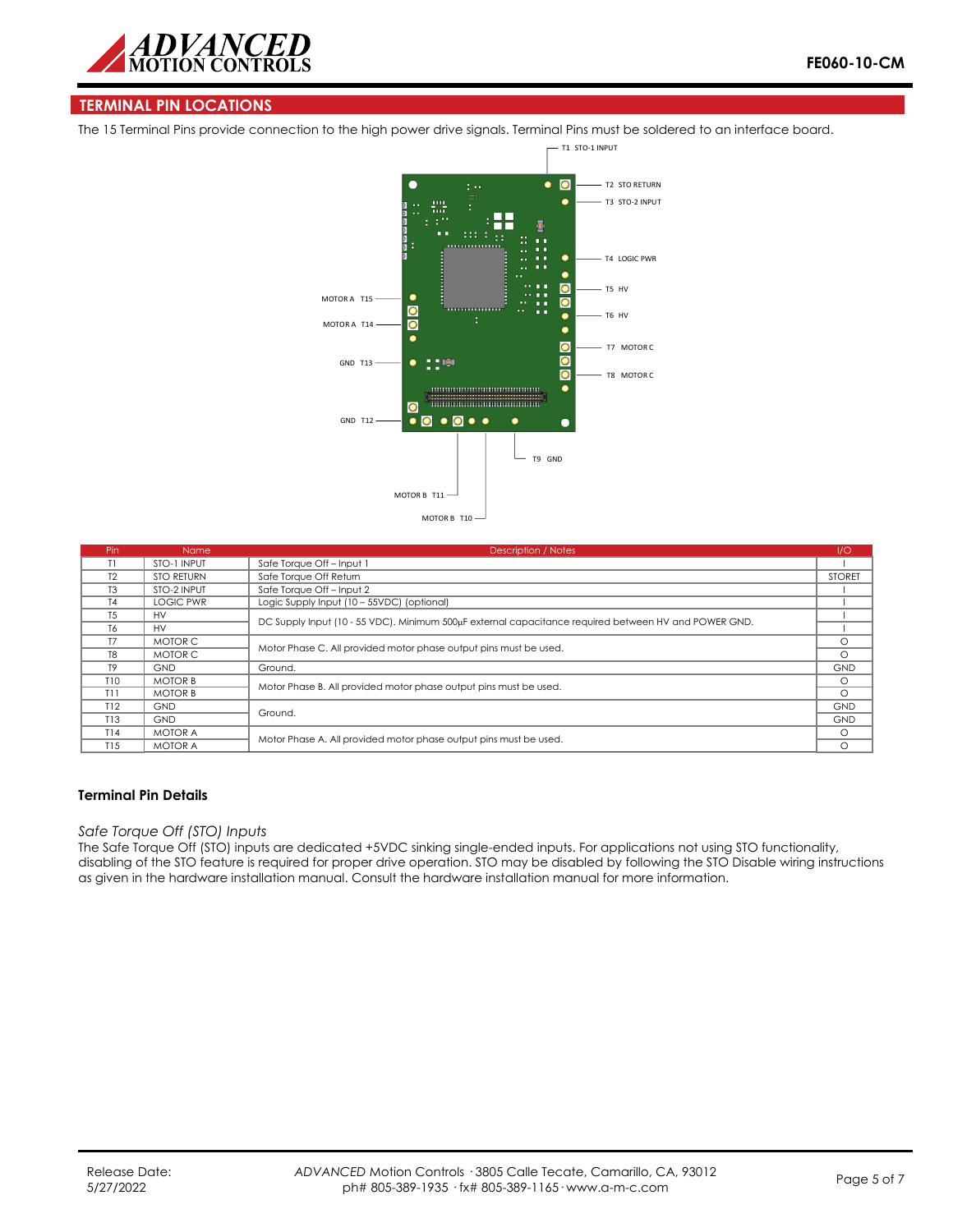## TERMINAL PIN LOCATIONS

The 15 Terminal Pins provide connection to the high power drive signals. Terminal Pins must be soldered to an interface board.

| Pin | Name | Description / Notes | I/O |
|---|---|---|---|
| T1 | STO-1 INPUT | Safe Torque Off – Input 1 | I |
| T2 | STO RETURN | Safe Torque Off Return | STORET |
| T3 | STO-2 INPUT | Safe Torque Off – Input 2 | I |
| T4 | LOGIC PWR | Logic Supply Input (10 – 55VDC) (optional) | I |
| T5 | HV | DC Supply Input (10 - 55 VDC). Minimum 500µF external capacitance required between HV and POWER GND. | I |
| T6 | HV | | I |
| T7 | MOTOR C | Motor Phase C. All provided motor phase output pins must be used. | O |
| T8 | MOTOR C | | O |
| T9 | GND | Ground. | GND |
| T10 | MOTOR B | Motor Phase B. All provided motor phase output pins must be used. | O |
| T11 | MOTOR B | | O |
| T12 | GND | Ground. | GND |
| T13 | GND | | GND |
| T14 | MOTOR A | Motor Phase A. All provided motor phase output pins must be used. | O |
| T15 | MOTOR A | | O |

### Terminal Pin Details

*Safe Torque Off (STO) Inputs*

The Safe Torque Off (STO) inputs are dedicated +5VDC sinking single-ended inputs. For applications not using STO functionality, disabling of the STO feature is required for proper drive operation. STO may be disabled by following the STO Disable wiring instructions as given in the hardware installation manual. Consult the hardware installation manual for more information.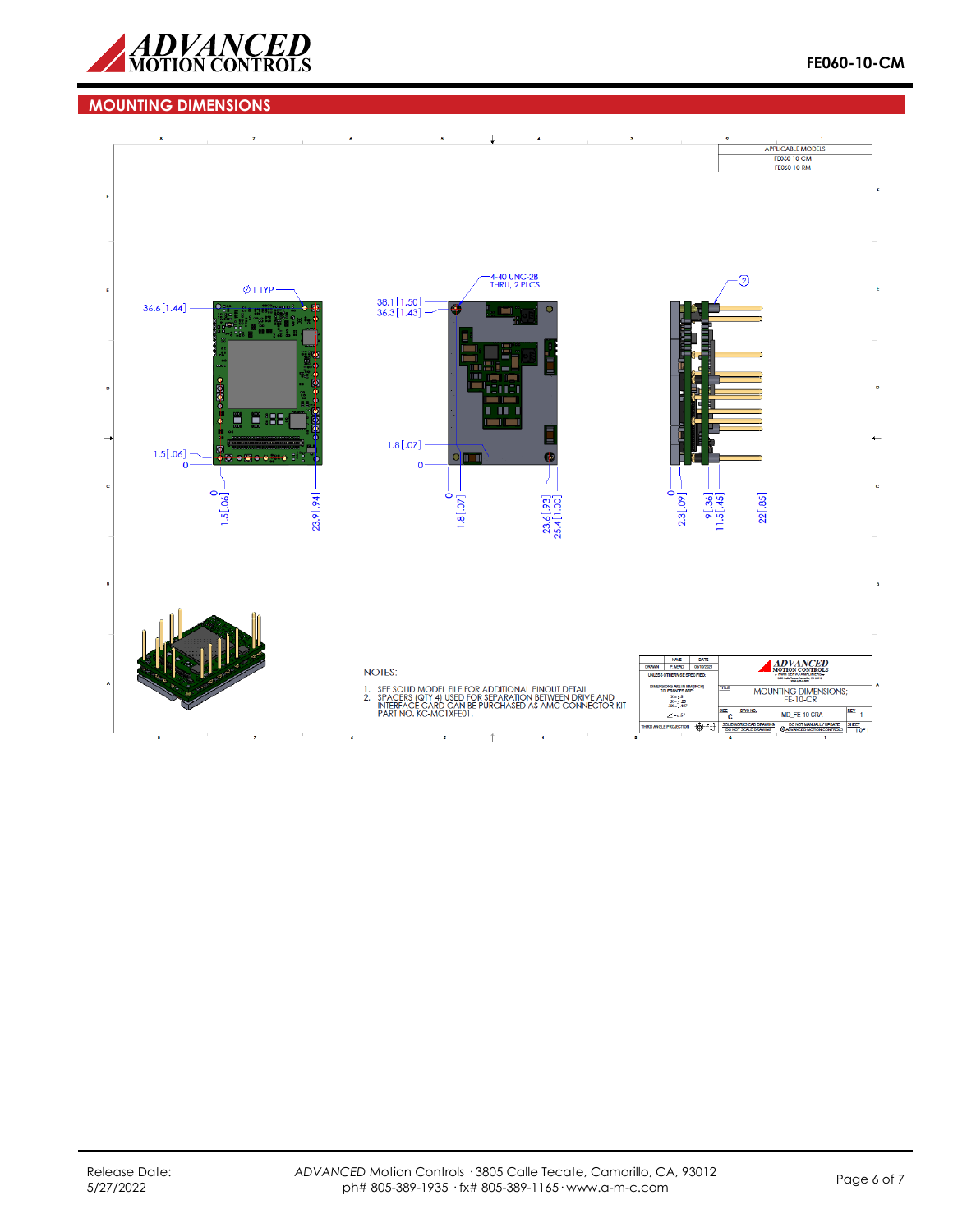## MOUNTING DIMENSIONS

| APPLICABLE MODELS |
|---|
| FE060-10-CM |
| FE060-10-RM |

Ø1 TYP

36.6 [1.44]

1.5 [.06]

0

0

1.5 [.06]

23.9 [.94]

4-40 UNC-2B THRU, 2 PLCS

38.1 [1.50]

36.3 [1.43]

1.8 [.07]

0

0

1.8 [.07]

23.6 [.93]

25.4 [1.00]

2

0

2.3 [.09]

9 [.36]

11.5 [.45]

22 [.85]

NOTES:

1. SEE SOLID MODEL FILE FOR ADDITIONAL PINOUT DETAIL
2. SPACERS (QTY 4) USED FOR SEPARATION BETWEEN DRIVE AND INTERFACE CARD CAN BE PURCHASED AS AMC CONNECTOR KIT PART NO. KC-MC1XFE01.

TITLE: MOUNTING DIMENSIONS; FE-10-CR

SIZE: C DWG NO. MD_FE-10-CRA REV 1

SHEET 1 OF 1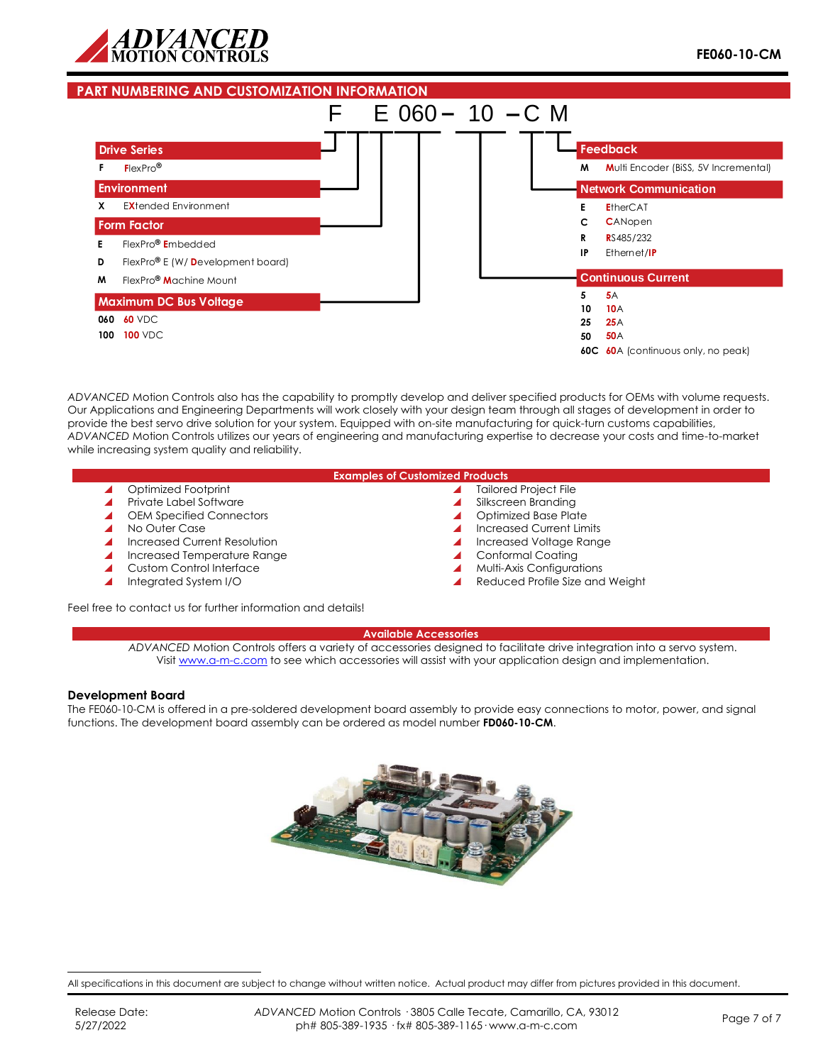## PART NUMBERING AND CUSTOMIZATION INFORMATION

F E 060 – 10 – C M

**Drive Series**

| | |
|---|---|
| F | FlexPro® |

**Environment**

| | |
|---|---|
| X | EXtended Environment |

**Form Factor**

| | |
|---|---|
| E | FlexPro® Embedded |
| D | FlexPro® E (W/ Development board) |
| M | FlexPro® Machine Mount |

**Maximum DC Bus Voltage**

| | |
|---|---|
| 060 | 60 VDC |
| 100 | 100 VDC |

**Feedback**

| | |
|---|---|
| M | Multi Encoder (BiSS, 5V Incremental) |

**Network Communication**

| | |
|---|---|
| E | EtherCAT |
| C | CANopen |
| R | RS485/232 |
| IP | Ethernet/IP |

**Continuous Current**

| | |
|---|---|
| 5 | 5A |
| 10 | 10A |
| 25 | 25A |
| 50 | 50A |
| 60C | 60A (continuous only, no peak) |

*ADVANCED* Motion Controls also has the capability to promptly develop and deliver specified products for OEMs with volume requests. Our Applications and Engineering Departments will work closely with your design team through all stages of development in order to provide the best servo drive solution for your system. Equipped with on-site manufacturing for quick-turn customs capabilities, *ADVANCED* Motion Controls utilizes our years of engineering and manufacturing expertise to decrease your costs and time-to-market while increasing system quality and reliability.

### Examples of Customized Products

- Optimized Footprint
- Private Label Software
- OEM Specified Connectors
- No Outer Case
- Increased Current Resolution
- Increased Temperature Range
- Custom Control Interface
- Integrated System I/O
- Tailored Project File
- Silkscreen Branding
- Optimized Base Plate
- Increased Current Limits
- Increased Voltage Range
- Conformal Coating
- Multi-Axis Configurations
- Reduced Profile Size and Weight

Feel free to contact us for further information and details!

### Available Accessories

*ADVANCED* Motion Controls offers a variety of accessories designed to facilitate drive integration into a servo system. Visit www.a-m-c.com to see which accessories will assist with your application design and implementation.

### Development Board

The FE060-10-CM is offered in a pre-soldered development board assembly to provide easy connections to motor, power, and signal functions. The development board assembly can be ordered as model number **FD060-10-CM**.

All specifications in this document are subject to change without written notice. Actual product may differ from pictures provided in this document.